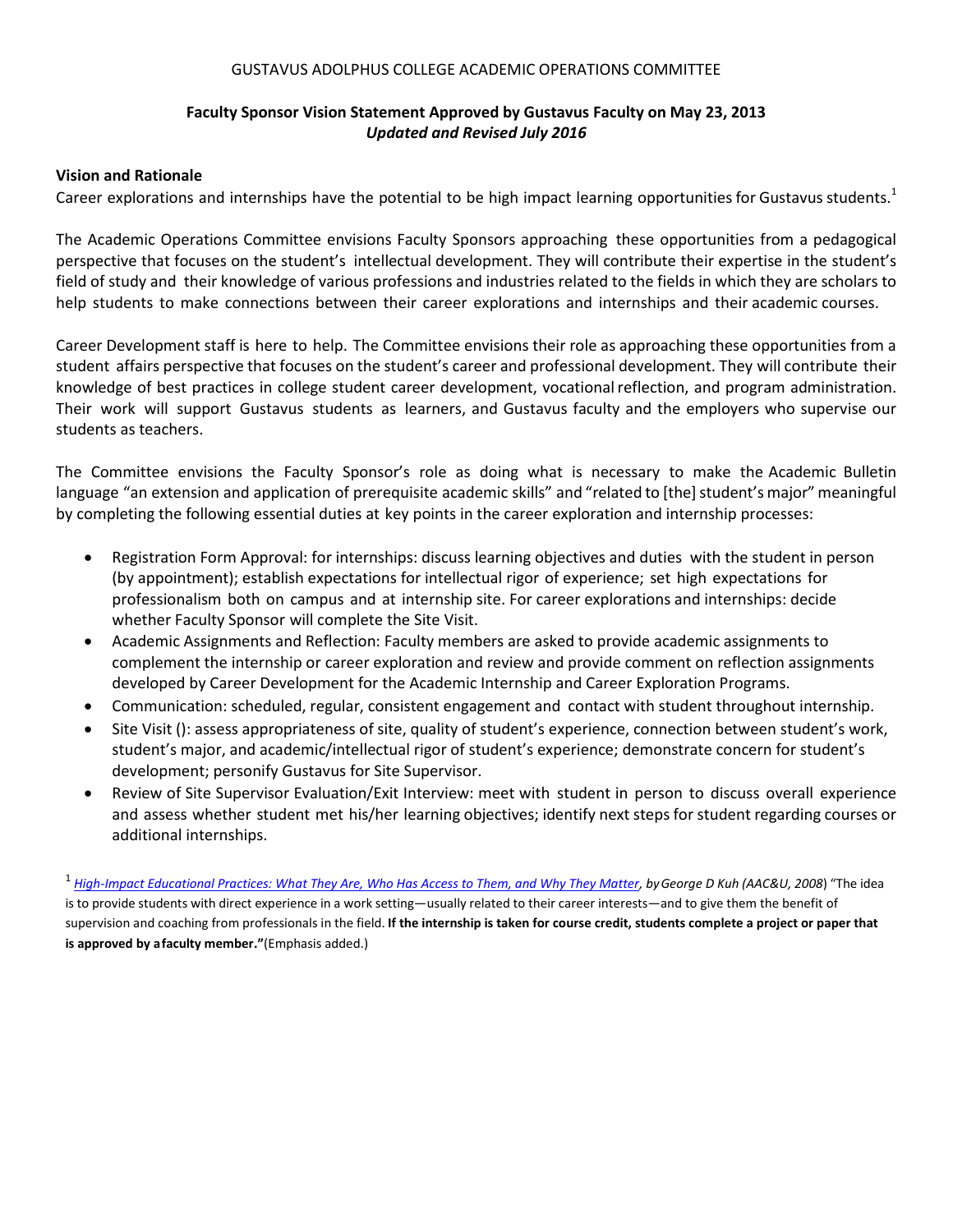GUSTAVUS ADOLPHUS COLLEGE ACADEMIC OPERATIONS COMMITTEE

**Faculty Sponsor Vision Statement Approved by Gustavus Faculty on May 23, 2013**
***Updated and Revised July 2016***

**Vision and Rationale**

Career explorations and internships have the potential to be high impact learning opportunities for Gustavus students.[1]

The Academic Operations Committee envisions Faculty Sponsors approaching these opportunities from a pedagogical perspective that focuses on the student's intellectual development. They will contribute their expertise in the student's field of study and their knowledge of various professions and industries related to the fields in which they are scholars to help students to make connections between their career explorations and internships and their academic courses.

Career Development staff is here to help. The Committee envisions their role as approaching these opportunities from a student affairs perspective that focuses on the student's career and professional development. They will contribute their knowledge of best practices in college student career development, vocational reflection, and program administration. Their work will support Gustavus students as learners, and Gustavus faculty and the employers who supervise our students as teachers.

The Committee envisions the Faculty Sponsor's role as doing what is necessary to make the Academic Bulletin language "an extension and application of prerequisite academic skills" and "related to [the] student's major" meaningful by completing the following essential duties at key points in the career exploration and internship processes:

- Registration Form Approval: for internships: discuss learning objectives and duties with the student in person (by appointment); establish expectations for intellectual rigor of experience; set high expectations for professionalism both on campus and at internship site. For career explorations and internships: decide whether Faculty Sponsor will complete the Site Visit.
- Academic Assignments and Reflection: Faculty members are asked to provide academic assignments to complement the internship or career exploration and review and provide comment on reflection assignments developed by Career Development for the Academic Internship and Career Exploration Programs.
- Communication: scheduled, regular, consistent engagement and contact with student throughout internship.
- Site Visit (): assess appropriateness of site, quality of student's experience, connection between student's work, student's major, and academic/intellectual rigor of student's experience; demonstrate concern for student's development; personify Gustavus for Site Supervisor.
- Review of Site Supervisor Evaluation/Exit Interview: meet with student in person to discuss overall experience and assess whether student met his/her learning objectives; identify next steps for student regarding courses or additional internships.

[1] *High-Impact Educational Practices: What They Are, Who Has Access to Them, and Why They Matter*, by *George D Kuh (AAC&U, 2008*) "The idea is to provide students with direct experience in a work setting—usually related to their career interests—and to give them the benefit of supervision and coaching from professionals in the field. **If the internship is taken for course credit, students complete a project or paper that is approved by a faculty member."** (Emphasis added.)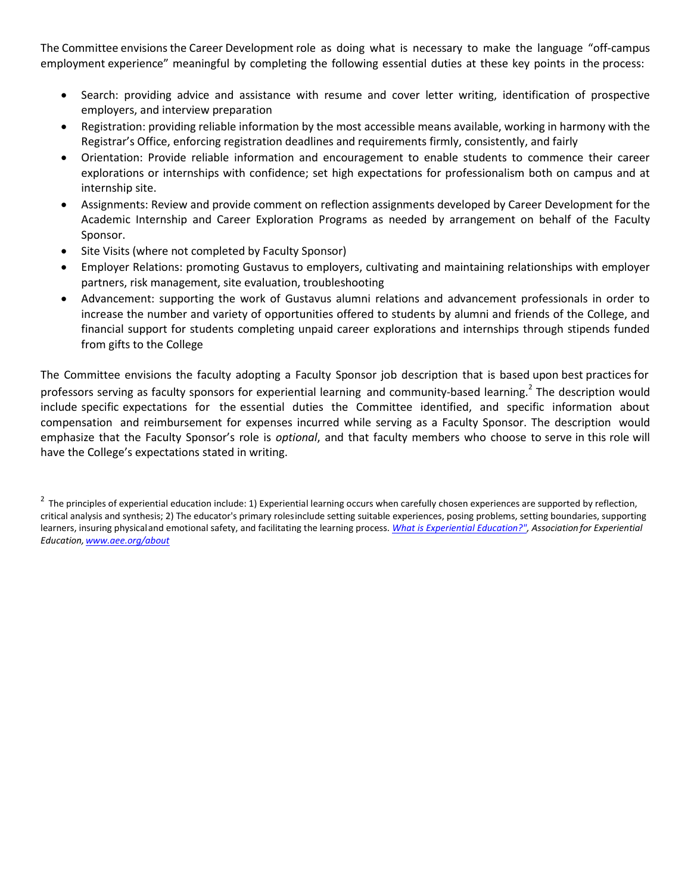The Committee envisions the Career Development role as doing what is necessary to make the language "off-campus employment experience" meaningful by completing the following essential duties at these key points in the process:

- Search: providing advice and assistance with resume and cover letter writing, identification of prospective employers, and interview preparation
- Registration: providing reliable information by the most accessible means available, working in harmony with the Registrar's Office, enforcing registration deadlines and requirements firmly, consistently, and fairly
- Orientation: Provide reliable information and encouragement to enable students to commence their career explorations or internships with confidence; set high expectations for professionalism both on campus and at internship site.
- Assignments: Review and provide comment on reflection assignments developed by Career Development for the Academic Internship and Career Exploration Programs as needed by arrangement on behalf of the Faculty Sponsor.
- Site Visits (where not completed by Faculty Sponsor)
- Employer Relations: promoting Gustavus to employers, cultivating and maintaining relationships with employer partners, risk management, site evaluation, troubleshooting
- Advancement: supporting the work of Gustavus alumni relations and advancement professionals in order to increase the number and variety of opportunities offered to students by alumni and friends of the College, and financial support for students completing unpaid career explorations and internships through stipends funded from gifts to the College

The Committee envisions the faculty adopting a Faculty Sponsor job description that is based upon best practices for professors serving as faculty sponsors for experiential learning and community-based learning.[2] The description would include specific expectations for the essential duties the Committee identified, and specific information about compensation and reimbursement for expenses incurred while serving as a Faculty Sponsor. The description would emphasize that the Faculty Sponsor's role is *optional*, and that faculty members who choose to serve in this role will have the College's expectations stated in writing.

[2] The principles of experiential education include: 1) Experiential learning occurs when carefully chosen experiences are supported by reflection, critical analysis and synthesis; 2) The educator's primary roles include setting suitable experiences, posing problems, setting boundaries, supporting learners, insuring physical and emotional safety, and facilitating the learning process. *What is Experiential Education?", Association for Experiential Education, www.aee.org/about*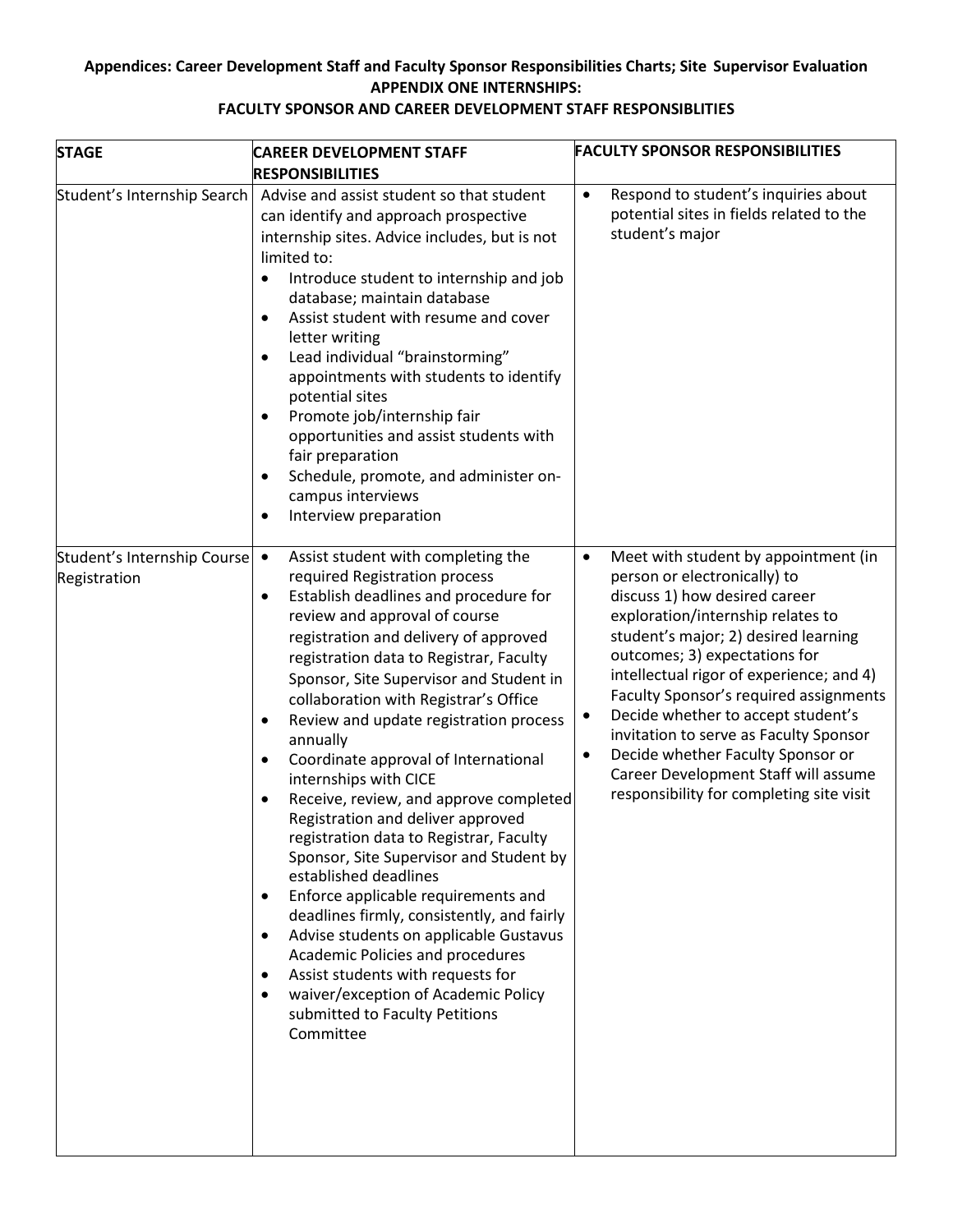**Appendices: Career Development Staff and Faculty Sponsor Responsibilities Charts; Site Supervisor Evaluation**

**APPENDIX ONE INTERNSHIPS:**

**FACULTY SPONSOR AND CAREER DEVELOPMENT STAFF RESPONSBLITIES**

| **STAGE** | **CAREER DEVELOPMENT STAFF RESPONSIBILITIES** | **FACULTY SPONSOR RESPONSIBILITIES** |
|---|---|---|
| Student's Internship Search | Advise and assist student so that student can identify and approach prospective internship sites. Advice includes, but is not limited to:<br>• Introduce student to internship and job database; maintain database<br>• Assist student with resume and cover letter writing<br>• Lead individual "brainstorming" appointments with students to identify potential sites<br>• Promote job/internship fair opportunities and assist students with fair preparation<br>• Schedule, promote, and administer on-campus interviews<br>• Interview preparation | • Respond to student's inquiries about potential sites in fields related to the student's major |
| Student's Internship Course Registration | • Assist student with completing the required Registration process<br>• Establish deadlines and procedure for review and approval of course registration and delivery of approved registration data to Registrar, Faculty Sponsor, Site Supervisor and Student in collaboration with Registrar's Office<br>• Review and update registration process annually<br>• Coordinate approval of International internships with CICE<br>• Receive, review, and approve completed Registration and deliver approved registration data to Registrar, Faculty Sponsor, Site Supervisor and Student by established deadlines<br>• Enforce applicable requirements and deadlines firmly, consistently, and fairly<br>• Advise students on applicable Gustavus Academic Policies and procedures<br>• Assist students with requests for<br>• waiver/exception of Academic Policy submitted to Faculty Petitions Committee | • Meet with student by appointment (in person or electronically) to discuss 1) how desired career exploration/internship relates to student's major; 2) desired learning outcomes; 3) expectations for intellectual rigor of experience; and 4) Faculty Sponsor's required assignments<br>• Decide whether to accept student's invitation to serve as Faculty Sponsor<br>• Decide whether Faculty Sponsor or Career Development Staff will assume responsibility for completing site visit |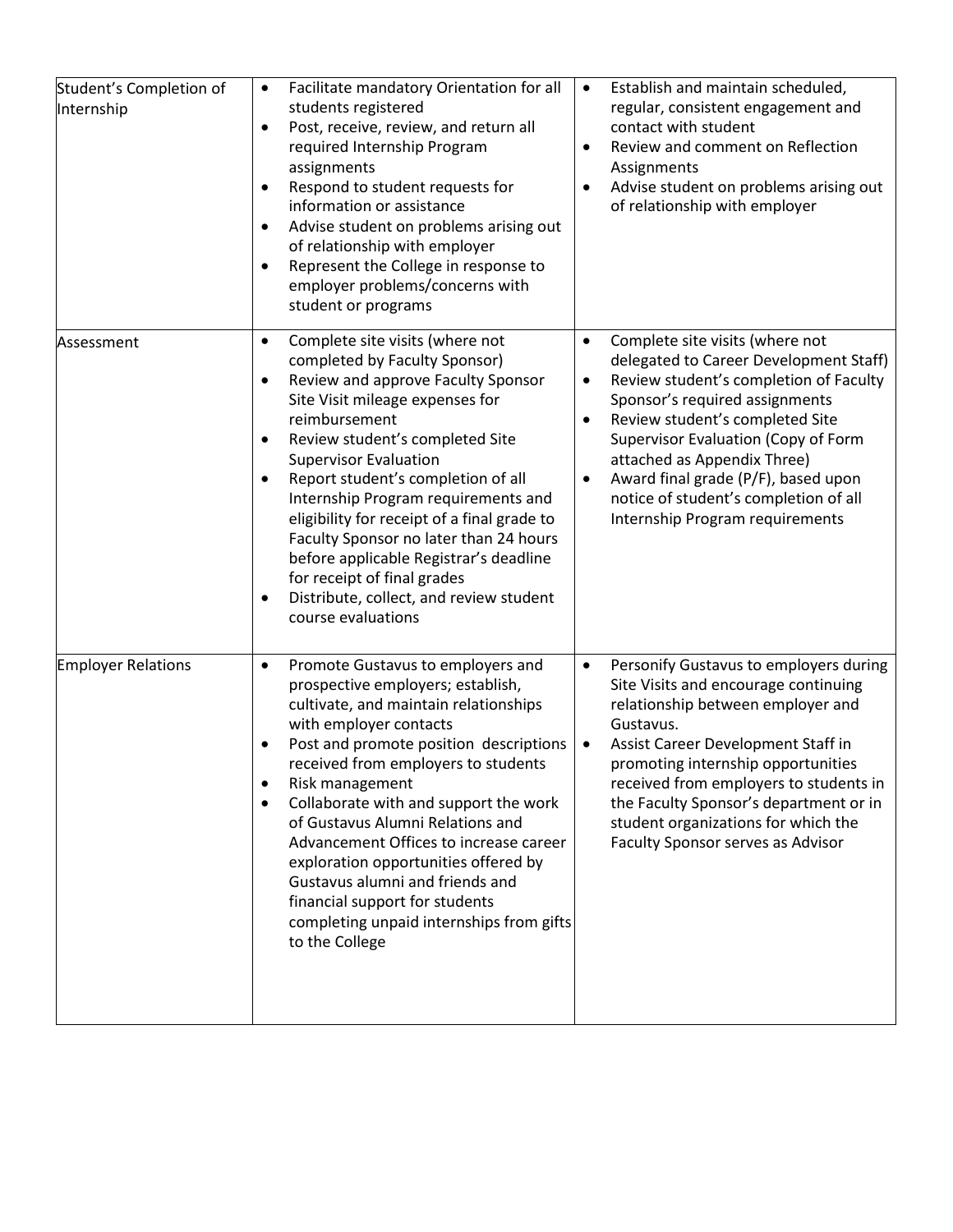| | | |
|---|---|---|
| Student's Completion of Internship | • Facilitate mandatory Orientation for all students registered<br>• Post, receive, review, and return all required Internship Program assignments<br>• Respond to student requests for information or assistance<br>• Advise student on problems arising out of relationship with employer<br>• Represent the College in response to employer problems/concerns with student or programs | • Establish and maintain scheduled, regular, consistent engagement and contact with student<br>• Review and comment on Reflection Assignments<br>• Advise student on problems arising out of relationship with employer |
| Assessment | • Complete site visits (where not completed by Faculty Sponsor)<br>• Review and approve Faculty Sponsor Site Visit mileage expenses for reimbursement<br>• Review student's completed Site Supervisor Evaluation<br>• Report student's completion of all Internship Program requirements and eligibility for receipt of a final grade to Faculty Sponsor no later than 24 hours before applicable Registrar's deadline for receipt of final grades<br>• Distribute, collect, and review student course evaluations | • Complete site visits (where not delegated to Career Development Staff)<br>• Review student's completion of Faculty Sponsor's required assignments<br>• Review student's completed Site Supervisor Evaluation (Copy of Form attached as Appendix Three)<br>• Award final grade (P/F), based upon notice of student's completion of all Internship Program requirements |
| Employer Relations | • Promote Gustavus to employers and prospective employers; establish, cultivate, and maintain relationships with employer contacts<br>• Post and promote position descriptions received from employers to students<br>• Risk management<br>• Collaborate with and support the work of Gustavus Alumni Relations and Advancement Offices to increase career exploration opportunities offered by Gustavus alumni and friends and financial support for students completing unpaid internships from gifts to the College | • Personify Gustavus to employers during Site Visits and encourage continuing relationship between employer and Gustavus.<br>• Assist Career Development Staff in promoting internship opportunities received from employers to students in the Faculty Sponsor's department or in student organizations for which the Faculty Sponsor serves as Advisor |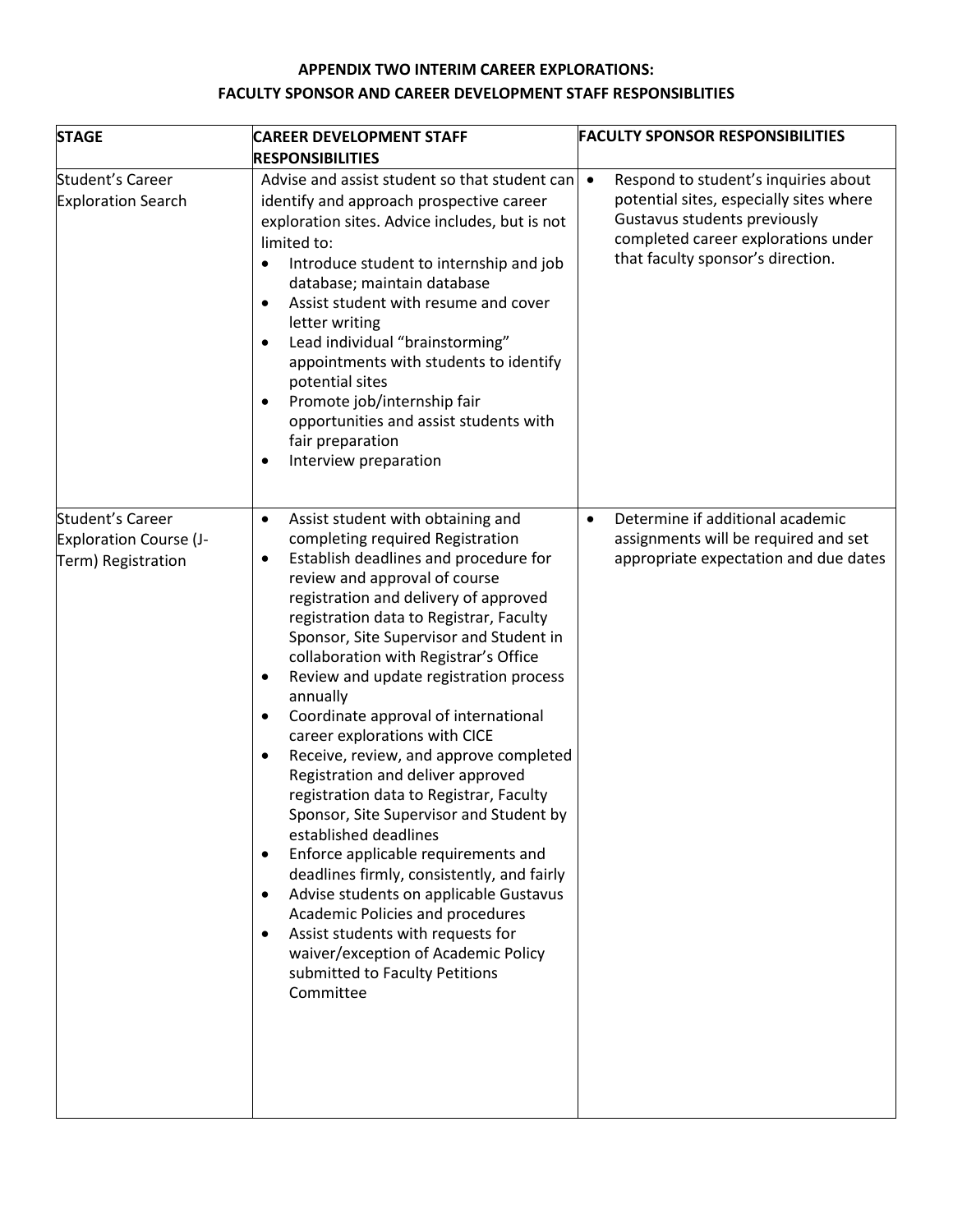**APPENDIX TWO INTERIM CAREER EXPLORATIONS:**
**FACULTY SPONSOR AND CAREER DEVELOPMENT STAFF RESPONSIBLITIES**

| STAGE | CAREER DEVELOPMENT STAFF RESPONSIBILITIES | FACULTY SPONSOR RESPONSIBILITIES |
|---|---|---|
| Student's Career Exploration Search | Advise and assist student so that student can identify and approach prospective career exploration sites. Advice includes, but is not limited to:<br>• Introduce student to internship and job database; maintain database<br>• Assist student with resume and cover letter writing<br>• Lead individual "brainstorming" appointments with students to identify potential sites<br>• Promote job/internship fair opportunities and assist students with fair preparation<br>• Interview preparation | • Respond to student's inquiries about potential sites, especially sites where Gustavus students previously completed career explorations under that faculty sponsor's direction. |
| Student's Career Exploration Course (J-Term) Registration | • Assist student with obtaining and completing required Registration<br>• Establish deadlines and procedure for review and approval of course registration and delivery of approved registration data to Registrar, Faculty Sponsor, Site Supervisor and Student in collaboration with Registrar's Office<br>• Review and update registration process annually<br>• Coordinate approval of international career explorations with CICE<br>• Receive, review, and approve completed Registration and deliver approved registration data to Registrar, Faculty Sponsor, Site Supervisor and Student by established deadlines<br>• Enforce applicable requirements and deadlines firmly, consistently, and fairly<br>• Advise students on applicable Gustavus Academic Policies and procedures<br>• Assist students with requests for waiver/exception of Academic Policy submitted to Faculty Petitions Committee | • Determine if additional academic assignments will be required and set appropriate expectation and due dates |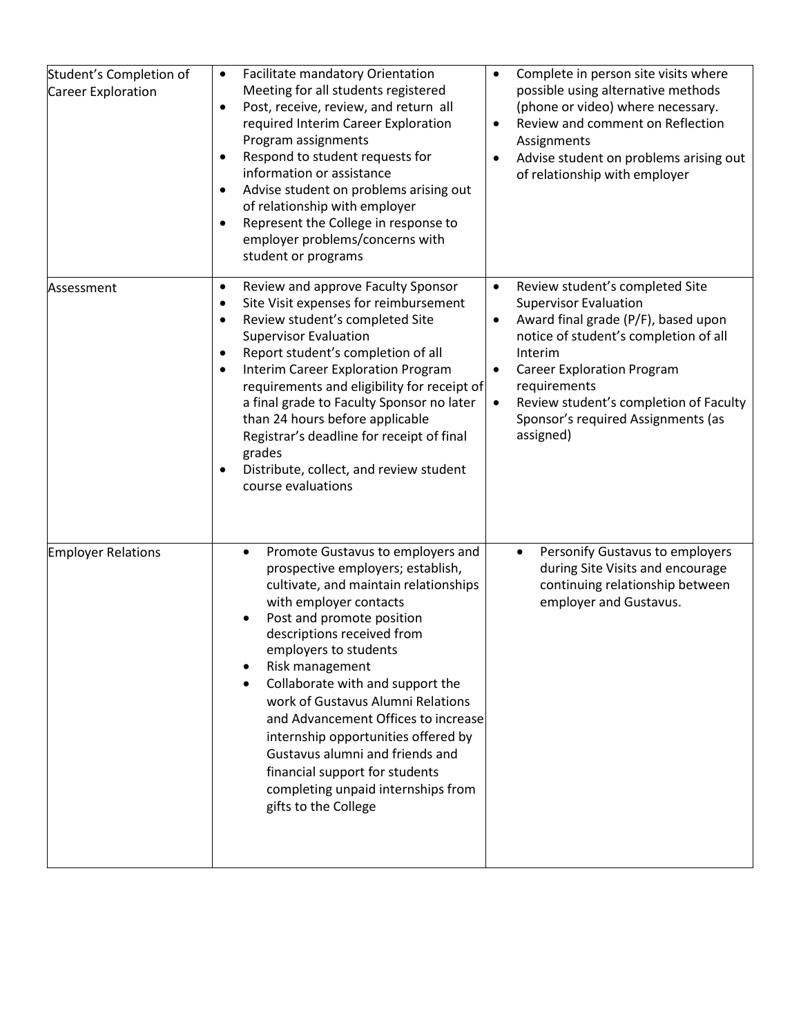| Student's Completion of Career Exploration | <ul><li>Facilitate mandatory Orientation Meeting for all students registered</li><li>Post, receive, review, and return all required Interim Career Exploration Program assignments</li><li>Respond to student requests for information or assistance</li><li>Advise student on problems arising out of relationship with employer</li><li>Represent the College in response to employer problems/concerns with student or programs</li></ul> | <ul><li>Complete in person site visits where possible using alternative methods (phone or video) where necessary.</li><li>Review and comment on Reflection Assignments</li><li>Advise student on problems arising out of relationship with employer</li></ul> |
|---|---|---|
| Assessment | <ul><li>Review and approve Faculty Sponsor</li><li>Site Visit expenses for reimbursement</li><li>Review student's completed Site Supervisor Evaluation</li><li>Report student's completion of all</li><li>Interim Career Exploration Program requirements and eligibility for receipt of a final grade to Faculty Sponsor no later than 24 hours before applicable Registrar's deadline for receipt of final grades</li><li>Distribute, collect, and review student course evaluations</li></ul> | <ul><li>Review student's completed Site Supervisor Evaluation</li><li>Award final grade (P/F), based upon notice of student's completion of all Interim</li><li>Career Exploration Program requirements</li><li>Review student's completion of Faculty Sponsor's required Assignments (as assigned)</li></ul> |
| Employer Relations | <ul><li>Promote Gustavus to employers and prospective employers; establish, cultivate, and maintain relationships with employer contacts</li><li>Post and promote position descriptions received from employers to students</li><li>Risk management</li><li>Collaborate with and support the work of Gustavus Alumni Relations and Advancement Offices to increase internship opportunities offered by Gustavus alumni and friends and financial support for students completing unpaid internships from gifts to the College</li></ul> | <ul><li>Personify Gustavus to employers during Site Visits and encourage continuing relationship between employer and Gustavus.</li></ul> |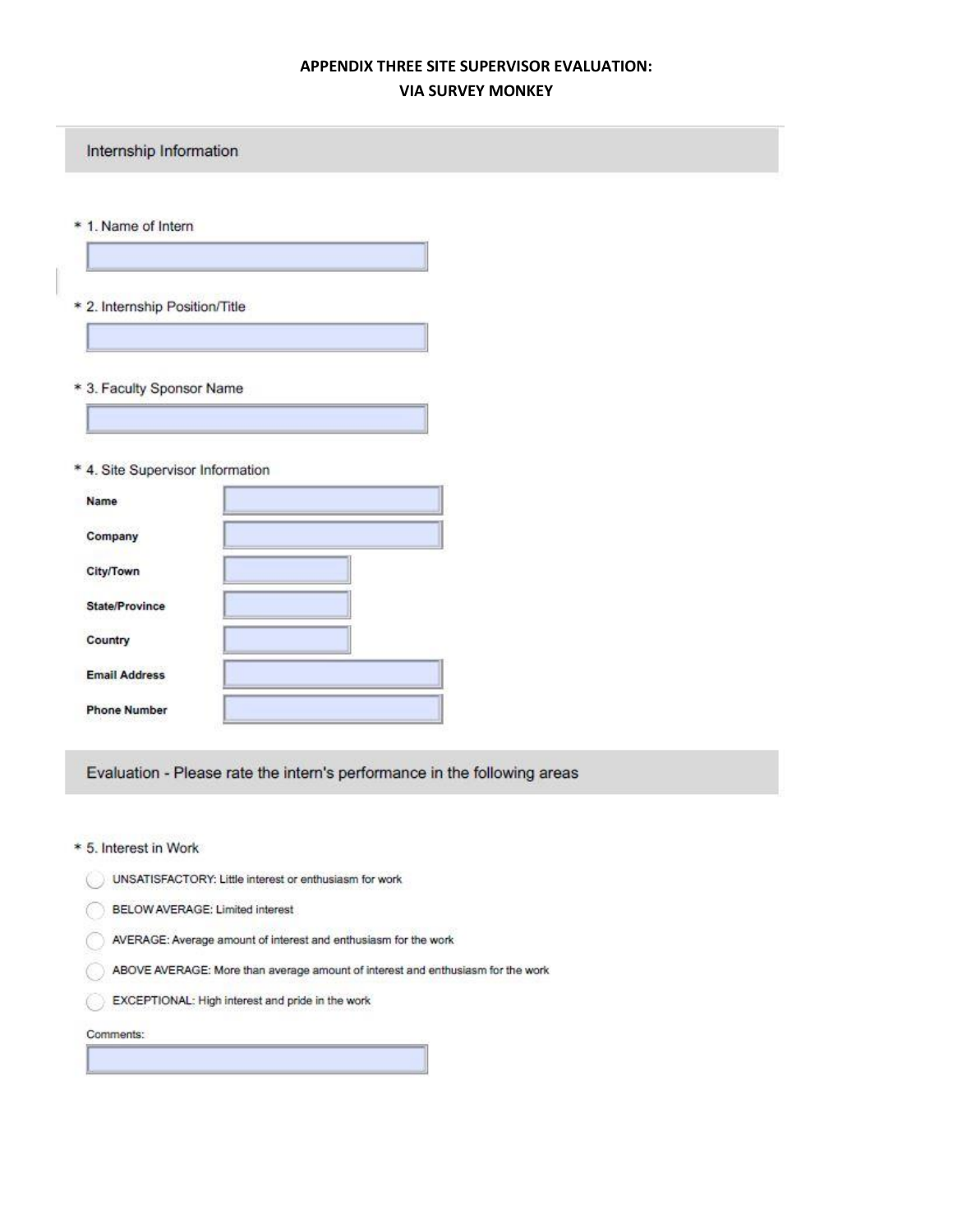**APPENDIX THREE SITE SUPERVISOR EVALUATION:**
**VIA SURVEY MONKEY**

## Internship Information

\* 1. Name of Intern

\* 2. Internship Position/Title

\* 3. Faculty Sponsor Name

\* 4. Site Supervisor Information

**Name**

**Company**

**City/Town**

**State/Province**

**Country**

**Email Address**

**Phone Number**

## Evaluation - Please rate the intern's performance in the following areas

\* 5. Interest in Work

- UNSATISFACTORY: Little interest or enthusiasm for work
- BELOW AVERAGE: Limited interest
- AVERAGE: Average amount of interest and enthusiasm for the work
- ABOVE AVERAGE: More than average amount of interest and enthusiasm for the work
- EXCEPTIONAL: High interest and pride in the work

Comments: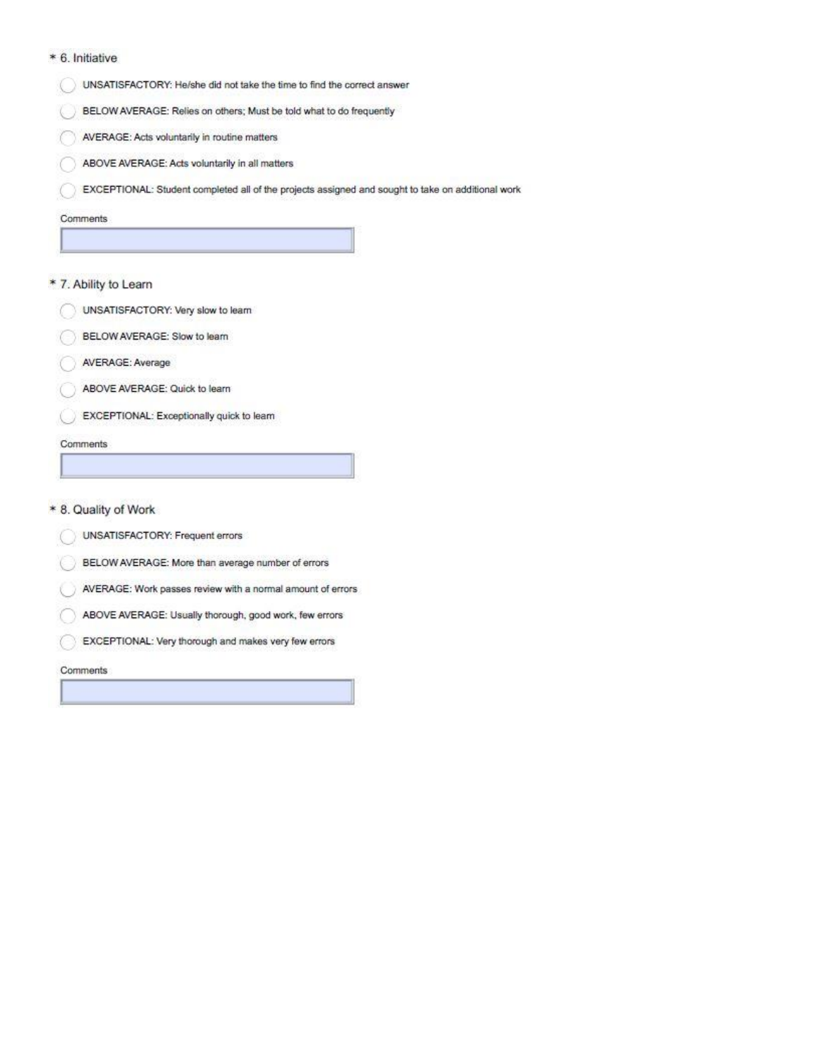\* 6. Initiative

- UNSATISFACTORY: He/she did not take the time to find the correct answer
- BELOW AVERAGE: Relies on others; Must be told what to do frequently
- AVERAGE: Acts voluntarily in routine matters
- ABOVE AVERAGE: Acts voluntarily in all matters
- EXCEPTIONAL: Student completed all of the projects assigned and sought to take on additional work

Comments

\* 7. Ability to Learn

- UNSATISFACTORY: Very slow to learn
- BELOW AVERAGE: Slow to learn
- AVERAGE: Average
- ABOVE AVERAGE: Quick to learn
- EXCEPTIONAL: Exceptionally quick to learn

Comments

\* 8. Quality of Work

- UNSATISFACTORY: Frequent errors
- BELOW AVERAGE: More than average number of errors
- AVERAGE: Work passes review with a normal amount of errors
- ABOVE AVERAGE: Usually thorough, good work, few errors
- EXCEPTIONAL: Very thorough and makes very few errors

Comments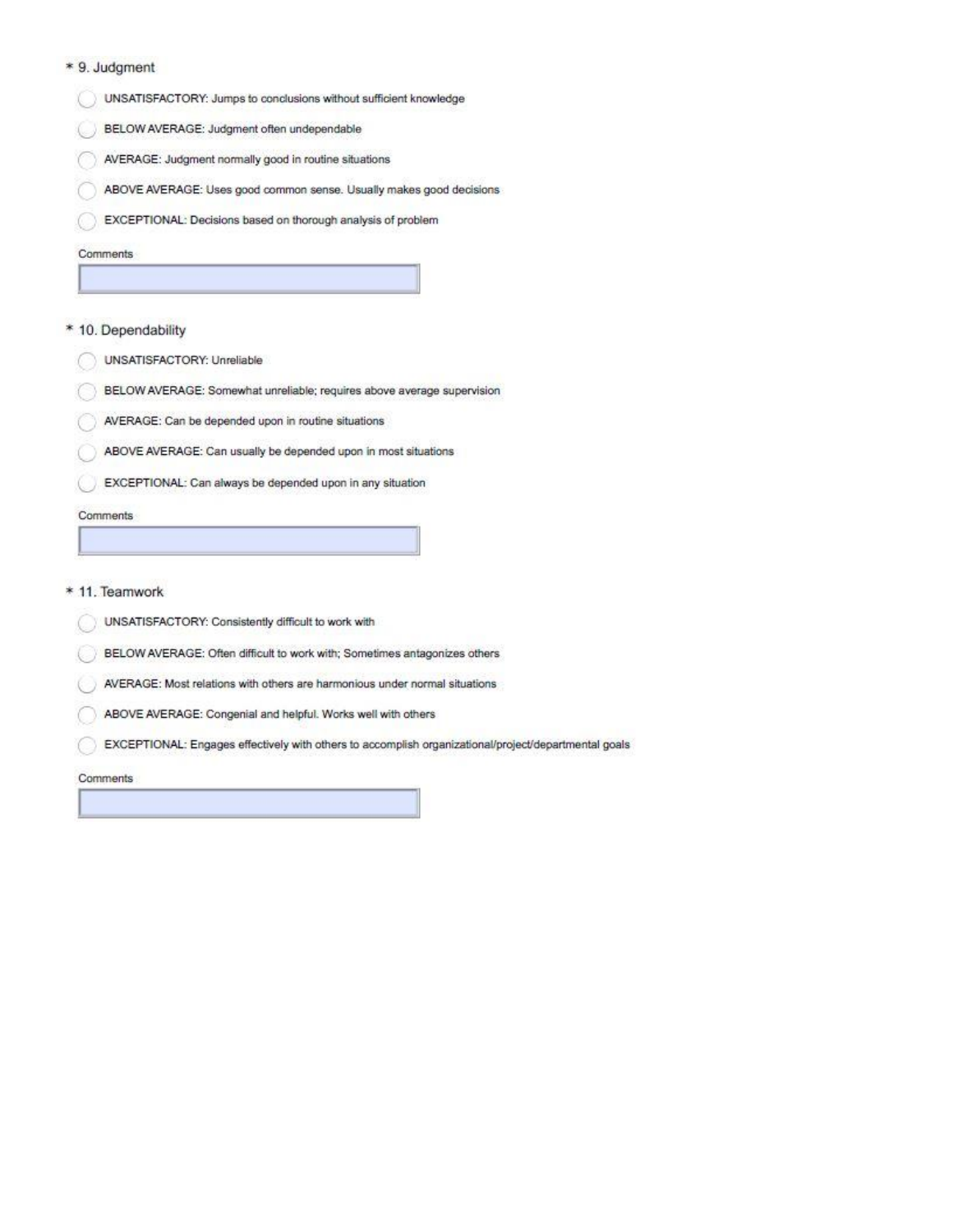\* 9. Judgment

- ◯ UNSATISFACTORY: Jumps to conclusions without sufficient knowledge
- ◯ BELOW AVERAGE: Judgment often undependable
- ◯ AVERAGE: Judgment normally good in routine situations
- ◯ ABOVE AVERAGE: Uses good common sense. Usually makes good decisions
- ◯ EXCEPTIONAL: Decisions based on thorough analysis of problem

Comments

\* 10. Dependability

- ◯ UNSATISFACTORY: Unreliable
- ◯ BELOW AVERAGE: Somewhat unreliable; requires above average supervision
- ◯ AVERAGE: Can be depended upon in routine situations
- ◯ ABOVE AVERAGE: Can usually be depended upon in most situations
- ◯ EXCEPTIONAL: Can always be depended upon in any situation

Comments

\* 11. Teamwork

- ◯ UNSATISFACTORY: Consistently difficult to work with
- ◯ BELOW AVERAGE: Often difficult to work with; Sometimes antagonizes others
- ◯ AVERAGE: Most relations with others are harmonious under normal situations
- ◯ ABOVE AVERAGE: Congenial and helpful. Works well with others
- ◯ EXCEPTIONAL: Engages effectively with others to accomplish organizational/project/departmental goals

Comments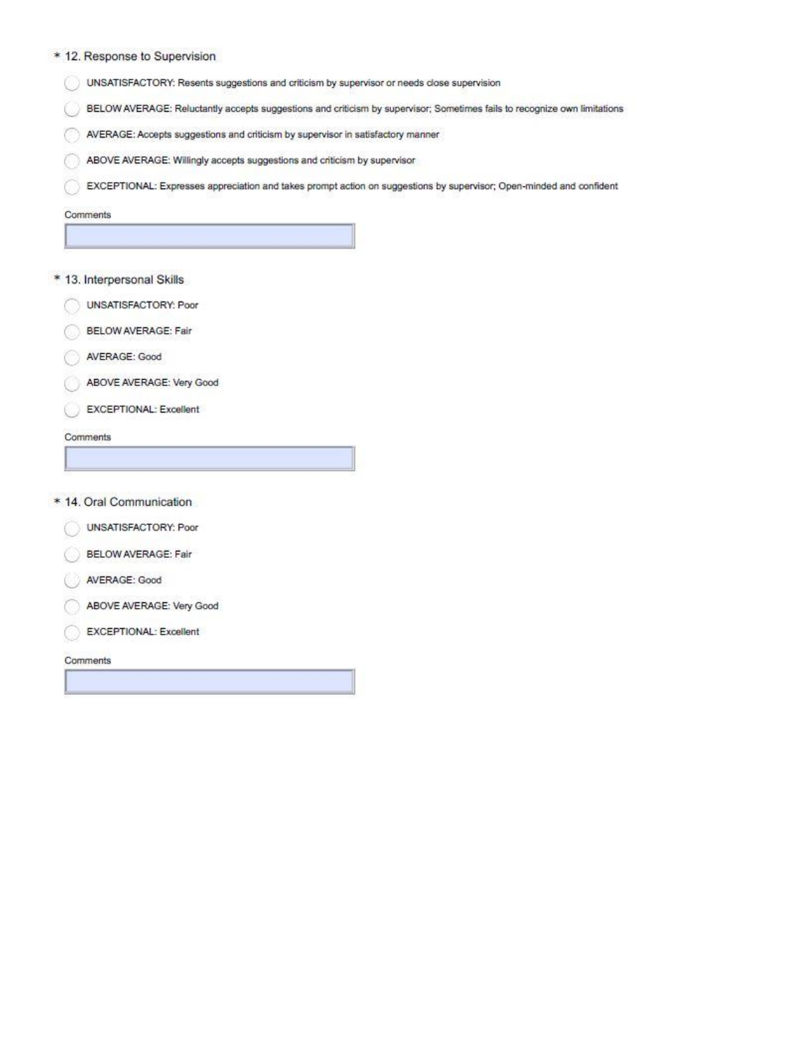\* 12. Response to Supervision

- ◯ UNSATISFACTORY: Resents suggestions and criticism by supervisor or needs close supervision
- ◯ BELOW AVERAGE: Reluctantly accepts suggestions and criticism by supervisor; Sometimes fails to recognize own limitations
- ◯ AVERAGE: Accepts suggestions and criticism by supervisor in satisfactory manner
- ◯ ABOVE AVERAGE: Willingly accepts suggestions and criticism by supervisor
- ◯ EXCEPTIONAL: Expresses appreciation and takes prompt action on suggestions by supervisor; Open-minded and confident

Comments

\* 13. Interpersonal Skills

- ◯ UNSATISFACTORY: Poor
- ◯ BELOW AVERAGE: Fair
- ◯ AVERAGE: Good
- ◯ ABOVE AVERAGE: Very Good
- ◯ EXCEPTIONAL: Excellent

Comments

\* 14. Oral Communication

- ◯ UNSATISFACTORY: Poor
- ◯ BELOW AVERAGE: Fair
- ◯ AVERAGE: Good
- ◯ ABOVE AVERAGE: Very Good
- ◯ EXCEPTIONAL: Excellent

Comments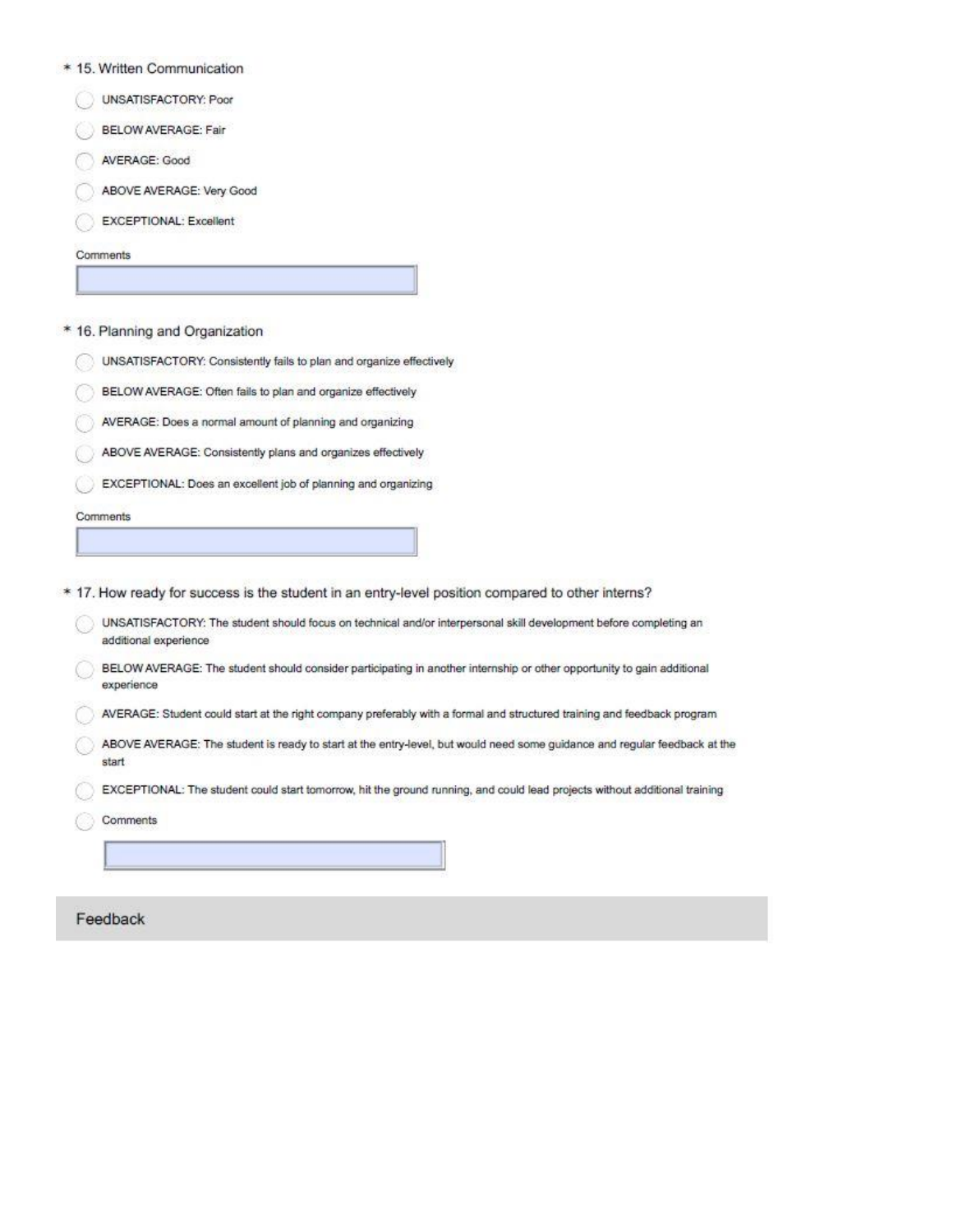\* 15. Written Communication

- UNSATISFACTORY: Poor
- BELOW AVERAGE: Fair
- AVERAGE: Good
- ABOVE AVERAGE: Very Good
- EXCEPTIONAL: Excellent

Comments

\* 16. Planning and Organization

- UNSATISFACTORY: Consistently fails to plan and organize effectively
- BELOW AVERAGE: Often fails to plan and organize effectively
- AVERAGE: Does a normal amount of planning and organizing
- ABOVE AVERAGE: Consistently plans and organizes effectively
- EXCEPTIONAL: Does an excellent job of planning and organizing

Comments

\* 17. How ready for success is the student in an entry-level position compared to other interns?

- UNSATISFACTORY: The student should focus on technical and/or interpersonal skill development before completing an additional experience
- BELOW AVERAGE: The student should consider participating in another internship or other opportunity to gain additional experience
- AVERAGE: Student could start at the right company preferably with a formal and structured training and feedback program
- ABOVE AVERAGE: The student is ready to start at the entry-level, but would need some guidance and regular feedback at the start
- EXCEPTIONAL: The student could start tomorrow, hit the ground running, and could lead projects without additional training
- Comments

## Feedback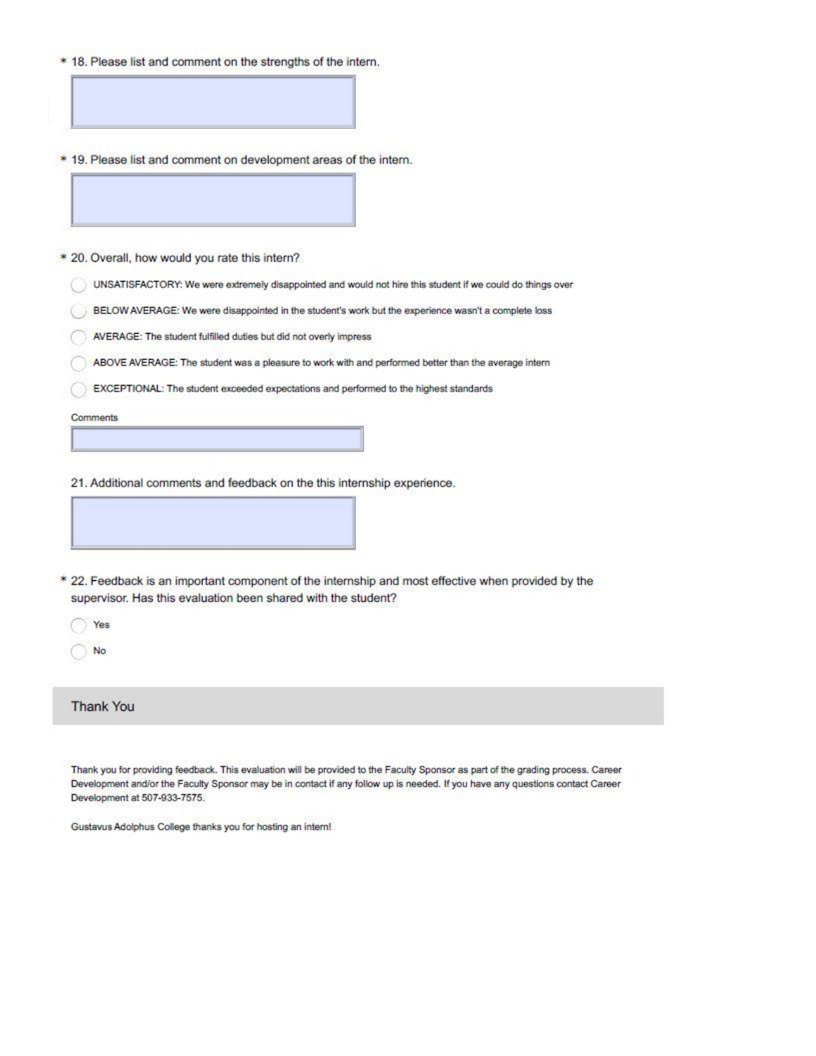\* 18. Please list and comment on the strengths of the intern.

\* 19. Please list and comment on development areas of the intern.

\* 20. Overall, how would you rate this intern?

- ◯ UNSATISFACTORY: We were extremely disappointed and would not hire this student if we could do things over
- ◯ BELOW AVERAGE: We were disappointed in the student's work but the experience wasn't a complete loss
- ◯ AVERAGE: The student fulfilled duties but did not overly impress
- ◯ ABOVE AVERAGE: The student was a pleasure to work with and performed better than the average intern
- ◯ EXCEPTIONAL: The student exceeded expectations and performed to the highest standards

Comments

21. Additional comments and feedback on the this internship experience.

\* 22. Feedback is an important component of the internship and most effective when provided by the supervisor. Has this evaluation been shared with the student?

- ◯ Yes
- ◯ No

## Thank You

Thank you for providing feedback. This evaluation will be provided to the Faculty Sponsor as part of the grading process. Career Development and/or the Faculty Sponsor may be in contact if any follow up is needed. If you have any questions contact Career Development at 507-933-7575.

Gustavus Adolphus College thanks you for hosting an intern!